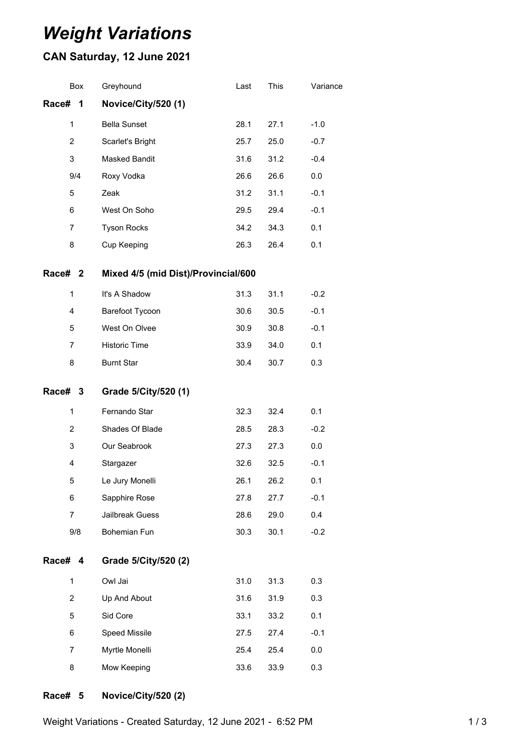# *Weight Variations*

## CAN Saturday, 12 June 2021

| Box | Greyhound | Last | This | Variance |
|---|---|---|---|---|
| **Race# 1** | **Novice/City/520 (1)** | | | |
| 1 | Bella Sunset | 28.1 | 27.1 | -1.0 |
| 2 | Scarlet's Bright | 25.7 | 25.0 | -0.7 |
| 3 | Masked Bandit | 31.6 | 31.2 | -0.4 |
| 9/4 | Roxy Vodka | 26.6 | 26.6 | 0.0 |
| 5 | Zeak | 31.2 | 31.1 | -0.1 |
| 6 | West On Soho | 29.5 | 29.4 | -0.1 |
| 7 | Tyson Rocks | 34.2 | 34.3 | 0.1 |
| 8 | Cup Keeping | 26.3 | 26.4 | 0.1 |
| **Race# 2** | **Mixed 4/5 (mid Dist)/Provincial/600** | | | |
| 1 | It's A Shadow | 31.3 | 31.1 | -0.2 |
| 4 | Barefoot Tycoon | 30.6 | 30.5 | -0.1 |
| 5 | West On Olvee | 30.9 | 30.8 | -0.1 |
| 7 | Historic Time | 33.9 | 34.0 | 0.1 |
| 8 | Burnt Star | 30.4 | 30.7 | 0.3 |
| **Race# 3** | **Grade 5/City/520 (1)** | | | |
| 1 | Fernando Star | 32.3 | 32.4 | 0.1 |
| 2 | Shades Of Blade | 28.5 | 28.3 | -0.2 |
| 3 | Our Seabrook | 27.3 | 27.3 | 0.0 |
| 4 | Stargazer | 32.6 | 32.5 | -0.1 |
| 5 | Le Jury Monelli | 26.1 | 26.2 | 0.1 |
| 6 | Sapphire Rose | 27.8 | 27.7 | -0.1 |
| 7 | Jailbreak Guess | 28.6 | 29.0 | 0.4 |
| 9/8 | Bohemian Fun | 30.3 | 30.1 | -0.2 |
| **Race# 4** | **Grade 5/City/520 (2)** | | | |
| 1 | Owl Jai | 31.0 | 31.3 | 0.3 |
| 2 | Up And About | 31.6 | 31.9 | 0.3 |
| 5 | Sid Core | 33.1 | 33.2 | 0.1 |
| 6 | Speed Missile | 27.5 | 27.4 | -0.1 |
| 7 | Myrtle Monelli | 25.4 | 25.4 | 0.0 |
| 8 | Mow Keeping | 33.6 | 33.9 | 0.3 |
| **Race# 5** | **Novice/City/520 (2)** | | | |

Weight Variations - Created Saturday, 12 June 2021 - 6:52 PM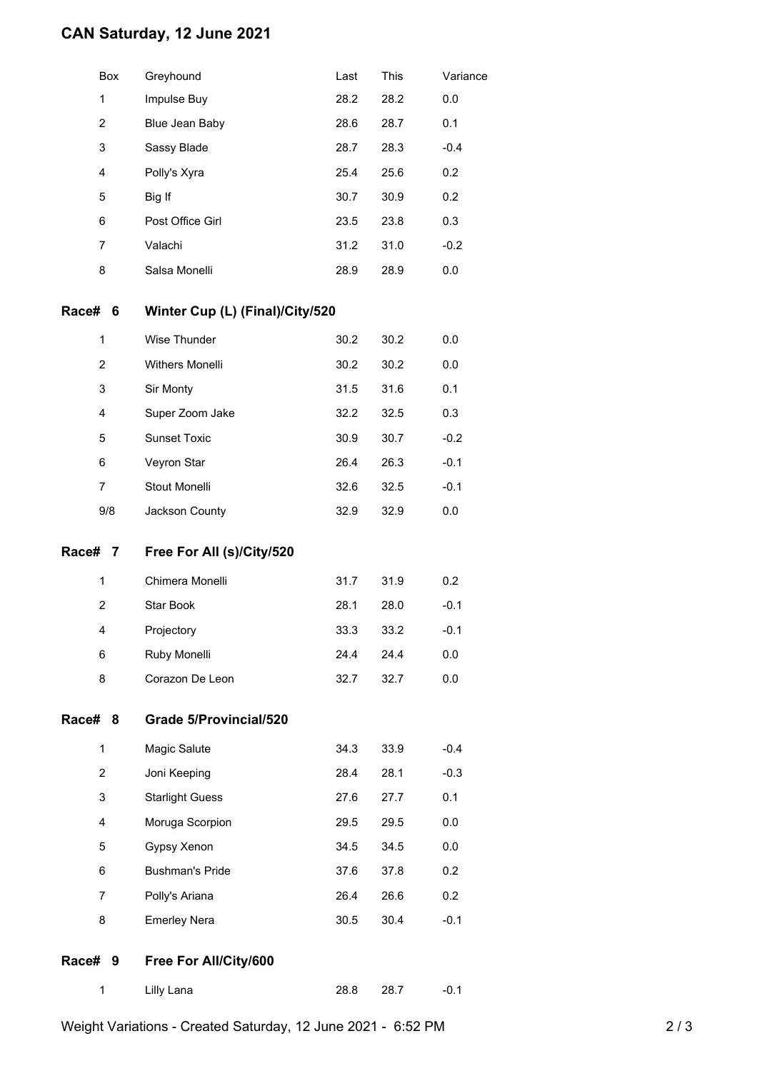# CAN Saturday, 12 June 2021

| Box | Greyhound | Last | This | Variance |
|---|---|---|---|---|
| 1 | Impulse Buy | 28.2 | 28.2 | 0.0 |
| 2 | Blue Jean Baby | 28.6 | 28.7 | 0.1 |
| 3 | Sassy Blade | 28.7 | 28.3 | -0.4 |
| 4 | Polly's Xyra | 25.4 | 25.6 | 0.2 |
| 5 | Big If | 30.7 | 30.9 | 0.2 |
| 6 | Post Office Girl | 23.5 | 23.8 | 0.3 |
| 7 | Valachi | 31.2 | 31.0 | -0.2 |
| 8 | Salsa Monelli | 28.9 | 28.9 | 0.0 |

## Race# 6 Winter Cup (L) (Final)/City/520

| Box | Greyhound | Last | This | Variance |
|---|---|---|---|---|
| 1 | Wise Thunder | 30.2 | 30.2 | 0.0 |
| 2 | Withers Monelli | 30.2 | 30.2 | 0.0 |
| 3 | Sir Monty | 31.5 | 31.6 | 0.1 |
| 4 | Super Zoom Jake | 32.2 | 32.5 | 0.3 |
| 5 | Sunset Toxic | 30.9 | 30.7 | -0.2 |
| 6 | Veyron Star | 26.4 | 26.3 | -0.1 |
| 7 | Stout Monelli | 32.6 | 32.5 | -0.1 |
| 9/8 | Jackson County | 32.9 | 32.9 | 0.0 |

## Race# 7 Free For All (s)/City/520

| Box | Greyhound | Last | This | Variance |
|---|---|---|---|---|
| 1 | Chimera Monelli | 31.7 | 31.9 | 0.2 |
| 2 | Star Book | 28.1 | 28.0 | -0.1 |
| 4 | Projectory | 33.3 | 33.2 | -0.1 |
| 6 | Ruby Monelli | 24.4 | 24.4 | 0.0 |
| 8 | Corazon De Leon | 32.7 | 32.7 | 0.0 |

## Race# 8 Grade 5/Provincial/520

| Box | Greyhound | Last | This | Variance |
|---|---|---|---|---|
| 1 | Magic Salute | 34.3 | 33.9 | -0.4 |
| 2 | Joni Keeping | 28.4 | 28.1 | -0.3 |
| 3 | Starlight Guess | 27.6 | 27.7 | 0.1 |
| 4 | Moruga Scorpion | 29.5 | 29.5 | 0.0 |
| 5 | Gypsy Xenon | 34.5 | 34.5 | 0.0 |
| 6 | Bushman's Pride | 37.6 | 37.8 | 0.2 |
| 7 | Polly's Ariana | 26.4 | 26.6 | 0.2 |
| 8 | Emerley Nera | 30.5 | 30.4 | -0.1 |

## Race# 9 Free For All/City/600

| Box | Greyhound | Last | This | Variance |
|---|---|---|---|---|
| 1 | Lilly Lana | 28.8 | 28.7 | -0.1 |

Weight Variations - Created Saturday, 12 June 2021 - 6:52 PM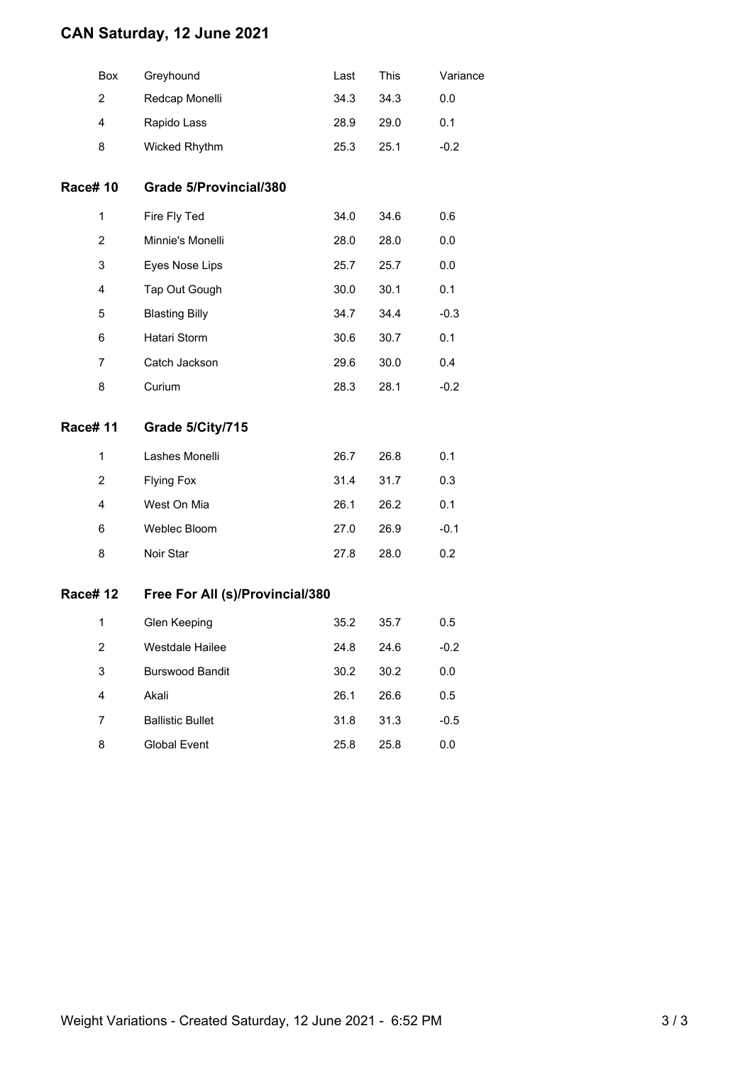# CAN Saturday, 12 June 2021

| Box | Greyhound | Last | This | Variance |
|---|---|---|---|---|
| 2 | Redcap Monelli | 34.3 | 34.3 | 0.0 |
| 4 | Rapido Lass | 28.9 | 29.0 | 0.1 |
| 8 | Wicked Rhythm | 25.3 | 25.1 | -0.2 |

## Race# 10 Grade 5/Provincial/380

| | | | | |
|---|---|---|---|---|
| 1 | Fire Fly Ted | 34.0 | 34.6 | 0.6 |
| 2 | Minnie's Monelli | 28.0 | 28.0 | 0.0 |
| 3 | Eyes Nose Lips | 25.7 | 25.7 | 0.0 |
| 4 | Tap Out Gough | 30.0 | 30.1 | 0.1 |
| 5 | Blasting Billy | 34.7 | 34.4 | -0.3 |
| 6 | Hatari Storm | 30.6 | 30.7 | 0.1 |
| 7 | Catch Jackson | 29.6 | 30.0 | 0.4 |
| 8 | Curium | 28.3 | 28.1 | -0.2 |

## Race# 11 Grade 5/City/715

| | | | | |
|---|---|---|---|---|
| 1 | Lashes Monelli | 26.7 | 26.8 | 0.1 |
| 2 | Flying Fox | 31.4 | 31.7 | 0.3 |
| 4 | West On Mia | 26.1 | 26.2 | 0.1 |
| 6 | Weblec Bloom | 27.0 | 26.9 | -0.1 |
| 8 | Noir Star | 27.8 | 28.0 | 0.2 |

## Race# 12 Free For All (s)/Provincial/380

| | | | | |
|---|---|---|---|---|
| 1 | Glen Keeping | 35.2 | 35.7 | 0.5 |
| 2 | Westdale Hailee | 24.8 | 24.6 | -0.2 |
| 3 | Burswood Bandit | 30.2 | 30.2 | 0.0 |
| 4 | Akali | 26.1 | 26.6 | 0.5 |
| 7 | Ballistic Bullet | 31.8 | 31.3 | -0.5 |
| 8 | Global Event | 25.8 | 25.8 | 0.0 |

Weight Variations - Created Saturday, 12 June 2021 - 6:52 PM